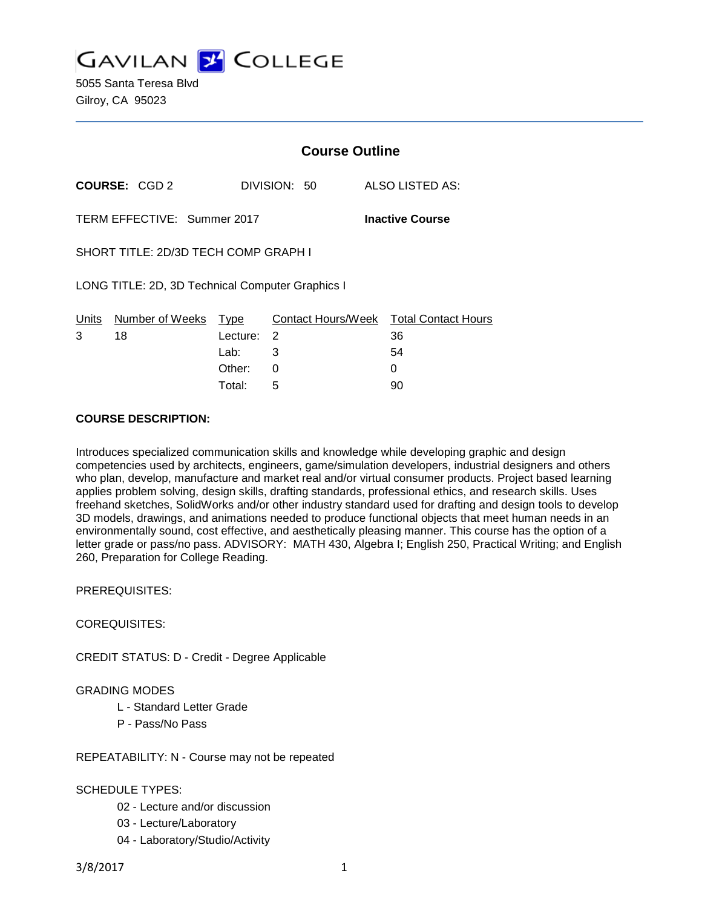# GAVILAN COLLEGE

5055 Santa Teresa Blvd
Gilroy, CA 95023

## Course Outline

**COURSE:** CGD 2 DIVISION: 50 ALSO LISTED AS:

TERM EFFECTIVE: Summer 2017 **Inactive Course**

SHORT TITLE: 2D/3D TECH COMP GRAPH I

LONG TITLE: 2D, 3D Technical Computer Graphics I

| Units | Number of Weeks | Type | Contact Hours/Week | Total Contact Hours |
|---|---|---|---|---|
| 3 | 18 | Lecture: | 2 | 36 |
| | | Lab: | 3 | 54 |
| | | Other: | 0 | 0 |
| | | Total: | 5 | 90 |

**COURSE DESCRIPTION:**

Introduces specialized communication skills and knowledge while developing graphic and design competencies used by architects, engineers, game/simulation developers, industrial designers and others who plan, develop, manufacture and market real and/or virtual consumer products. Project based learning applies problem solving, design skills, drafting standards, professional ethics, and research skills. Uses freehand sketches, SolidWorks and/or other industry standard used for drafting and design tools to develop 3D models, drawings, and animations needed to produce functional objects that meet human needs in an environmentally sound, cost effective, and aesthetically pleasing manner. This course has the option of a letter grade or pass/no pass. ADVISORY: MATH 430, Algebra I; English 250, Practical Writing; and English 260, Preparation for College Reading.

PREREQUISITES:

COREQUISITES:

CREDIT STATUS: D - Credit - Degree Applicable

GRADING MODES

- L - Standard Letter Grade
- P - Pass/No Pass

REPEATABILITY: N - Course may not be repeated

SCHEDULE TYPES:

- 02 - Lecture and/or discussion
- 03 - Lecture/Laboratory
- 04 - Laboratory/Studio/Activity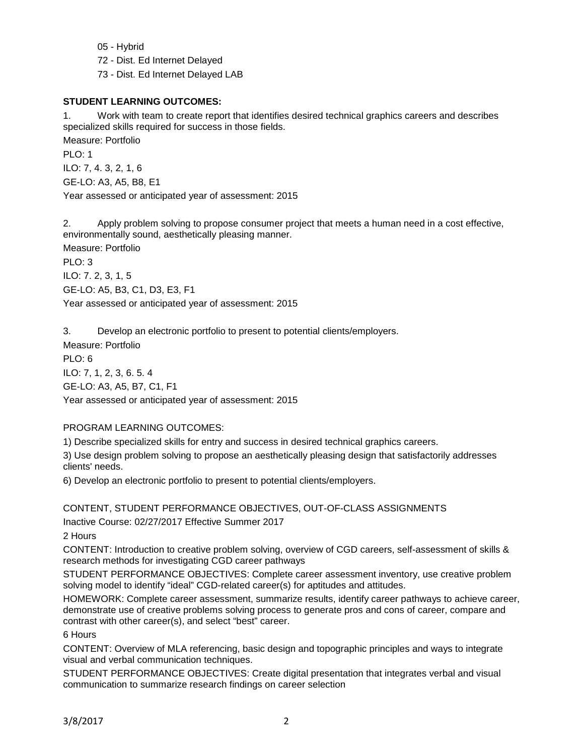05 - Hybrid

72 - Dist. Ed Internet Delayed

73 - Dist. Ed Internet Delayed LAB

**STUDENT LEARNING OUTCOMES:**

1. Work with team to create report that identifies desired technical graphics careers and describes specialized skills required for success in those fields.

Measure: Portfolio

PLO: 1

ILO: 7, 4. 3, 2, 1, 6

GE-LO: A3, A5, B8, E1

Year assessed or anticipated year of assessment: 2015

2. Apply problem solving to propose consumer project that meets a human need in a cost effective, environmentally sound, aesthetically pleasing manner.

Measure: Portfolio

PLO: 3

ILO: 7. 2, 3, 1, 5

GE-LO: A5, B3, C1, D3, E3, F1

Year assessed or anticipated year of assessment: 2015

3. Develop an electronic portfolio to present to potential clients/employers.

Measure: Portfolio

PLO: 6

ILO: 7, 1, 2, 3, 6. 5. 4

GE-LO: A3, A5, B7, C1, F1

Year assessed or anticipated year of assessment: 2015

PROGRAM LEARNING OUTCOMES:

1) Describe specialized skills for entry and success in desired technical graphics careers.

3) Use design problem solving to propose an aesthetically pleasing design that satisfactorily addresses clients' needs.

6) Develop an electronic portfolio to present to potential clients/employers.

CONTENT, STUDENT PERFORMANCE OBJECTIVES, OUT-OF-CLASS ASSIGNMENTS

Inactive Course: 02/27/2017 Effective Summer 2017

2 Hours

CONTENT: Introduction to creative problem solving, overview of CGD careers, self-assessment of skills & research methods for investigating CGD career pathways

STUDENT PERFORMANCE OBJECTIVES: Complete career assessment inventory, use creative problem solving model to identify "ideal" CGD-related career(s) for aptitudes and attitudes.

HOMEWORK: Complete career assessment, summarize results, identify career pathways to achieve career, demonstrate use of creative problems solving process to generate pros and cons of career, compare and contrast with other career(s), and select "best" career.

6 Hours

CONTENT: Overview of MLA referencing, basic design and topographic principles and ways to integrate visual and verbal communication techniques.

STUDENT PERFORMANCE OBJECTIVES: Create digital presentation that integrates verbal and visual communication to summarize research findings on career selection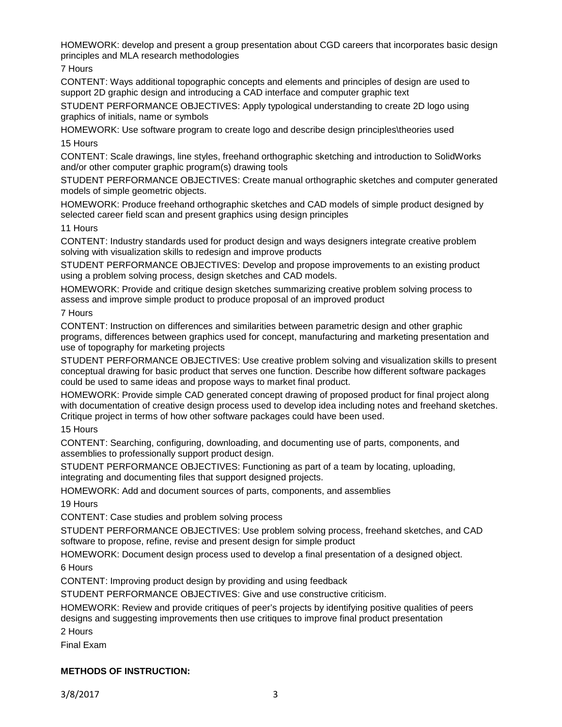HOMEWORK: develop and present a group presentation about CGD careers that incorporates basic design principles and MLA research methodologies

7 Hours

CONTENT: Ways additional topographic concepts and elements and principles of design are used to support 2D graphic design and introducing a CAD interface and computer graphic text

STUDENT PERFORMANCE OBJECTIVES: Apply typological understanding to create 2D logo using graphics of initials, name or symbols

HOMEWORK: Use software program to create logo and describe design principles\theories used

15 Hours

CONTENT: Scale drawings, line styles, freehand orthographic sketching and introduction to SolidWorks and/or other computer graphic program(s) drawing tools

STUDENT PERFORMANCE OBJECTIVES: Create manual orthographic sketches and computer generated models of simple geometric objects.

HOMEWORK: Produce freehand orthographic sketches and CAD models of simple product designed by selected career field scan and present graphics using design principles

11 Hours

CONTENT: Industry standards used for product design and ways designers integrate creative problem solving with visualization skills to redesign and improve products

STUDENT PERFORMANCE OBJECTIVES: Develop and propose improvements to an existing product using a problem solving process, design sketches and CAD models.

HOMEWORK: Provide and critique design sketches summarizing creative problem solving process to assess and improve simple product to produce proposal of an improved product

7 Hours

CONTENT: Instruction on differences and similarities between parametric design and other graphic programs, differences between graphics used for concept, manufacturing and marketing presentation and use of topography for marketing projects

STUDENT PERFORMANCE OBJECTIVES: Use creative problem solving and visualization skills to present conceptual drawing for basic product that serves one function. Describe how different software packages could be used to same ideas and propose ways to market final product.

HOMEWORK: Provide simple CAD generated concept drawing of proposed product for final project along with documentation of creative design process used to develop idea including notes and freehand sketches. Critique project in terms of how other software packages could have been used.

15 Hours

CONTENT: Searching, configuring, downloading, and documenting use of parts, components, and assemblies to professionally support product design.

STUDENT PERFORMANCE OBJECTIVES: Functioning as part of a team by locating, uploading, integrating and documenting files that support designed projects.

HOMEWORK: Add and document sources of parts, components, and assemblies

19 Hours

CONTENT: Case studies and problem solving process

STUDENT PERFORMANCE OBJECTIVES: Use problem solving process, freehand sketches, and CAD software to propose, refine, revise and present design for simple product

HOMEWORK: Document design process used to develop a final presentation of a designed object.

6 Hours

CONTENT: Improving product design by providing and using feedback

STUDENT PERFORMANCE OBJECTIVES: Give and use constructive criticism.

HOMEWORK: Review and provide critiques of peer's projects by identifying positive qualities of peers designs and suggesting improvements then use critiques to improve final product presentation

2 Hours

Final Exam

**METHODS OF INSTRUCTION:**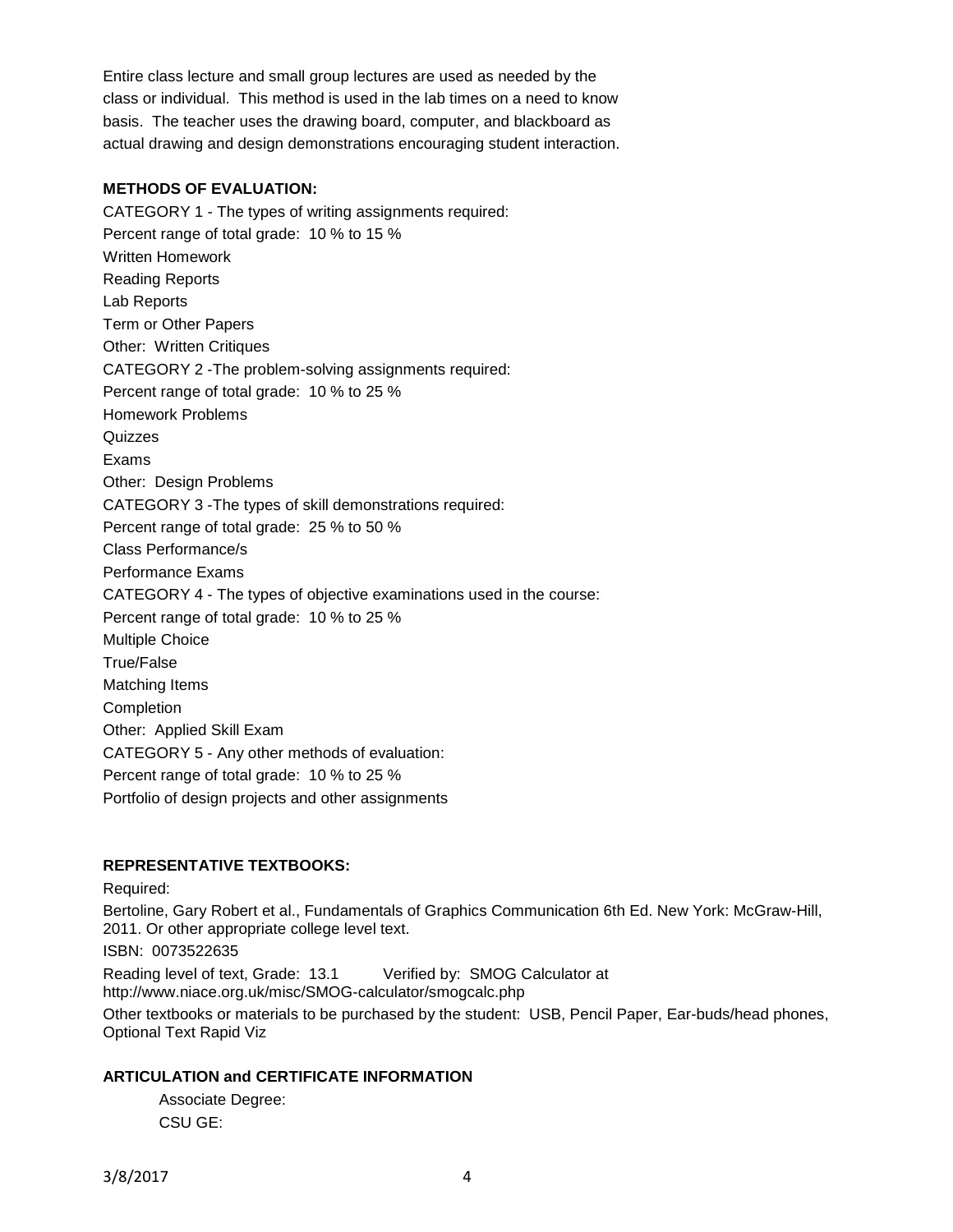Entire class lecture and small group lectures are used as needed by the class or individual. This method is used in the lab times on a need to know basis. The teacher uses the drawing board, computer, and blackboard as actual drawing and design demonstrations encouraging student interaction.

**METHODS OF EVALUATION:**

CATEGORY 1 - The types of writing assignments required:
Percent range of total grade: 10 % to 15 %
Written Homework
Reading Reports
Lab Reports
Term or Other Papers
Other: Written Critiques

CATEGORY 2 -The problem-solving assignments required:
Percent range of total grade: 10 % to 25 %
Homework Problems
Quizzes
Exams
Other: Design Problems

CATEGORY 3 -The types of skill demonstrations required:
Percent range of total grade: 25 % to 50 %
Class Performance/s
Performance Exams

CATEGORY 4 - The types of objective examinations used in the course:
Percent range of total grade: 10 % to 25 %
Multiple Choice
True/False
Matching Items
Completion
Other: Applied Skill Exam

CATEGORY 5 - Any other methods of evaluation:
Percent range of total grade: 10 % to 25 %
Portfolio of design projects and other assignments

**REPRESENTATIVE TEXTBOOKS:**

Required:

Bertoline, Gary Robert et al., Fundamentals of Graphics Communication 6th Ed. New York: McGraw-Hill, 2011. Or other appropriate college level text.

ISBN: 0073522635

Reading level of text, Grade: 13.1 Verified by: SMOG Calculator at http://www.niace.org.uk/misc/SMOG-calculator/smogcalc.php

Other textbooks or materials to be purchased by the student: USB, Pencil Paper, Ear-buds/head phones, Optional Text Rapid Viz

**ARTICULATION and CERTIFICATE INFORMATION**

Associate Degree:
CSU GE: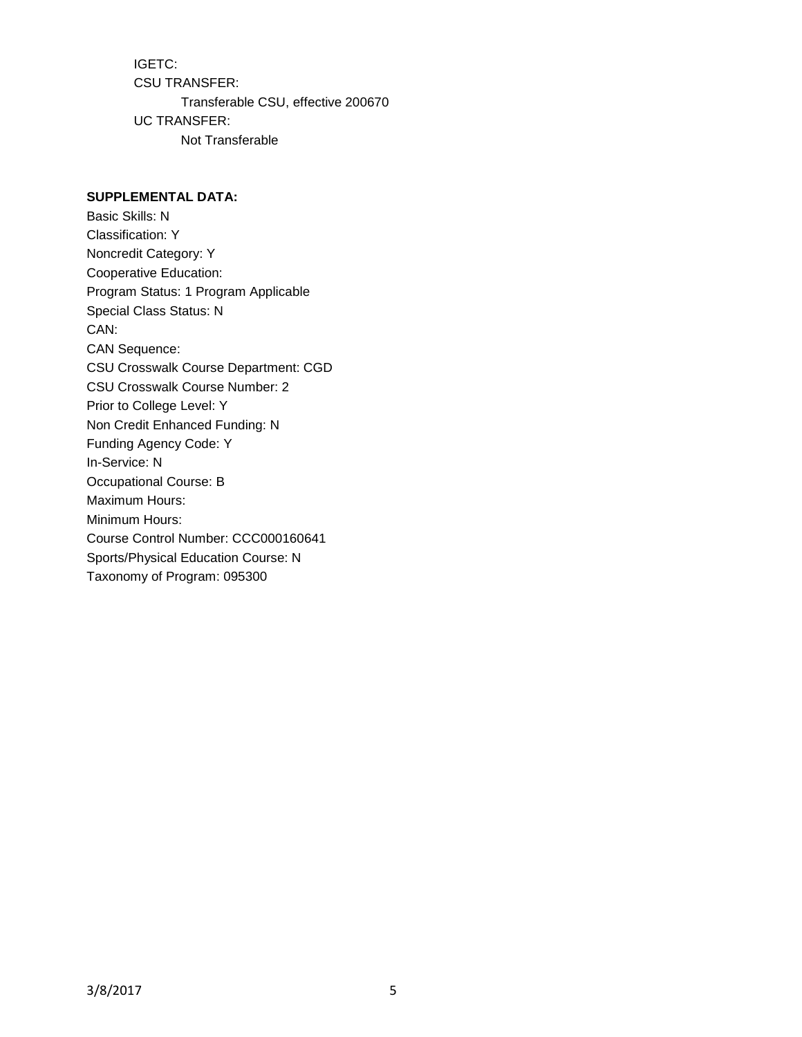IGETC:

CSU TRANSFER:

Transferable CSU, effective 200670

UC TRANSFER:

Not Transferable

**SUPPLEMENTAL DATA:**

Basic Skills: N
Classification: Y
Noncredit Category: Y
Cooperative Education:
Program Status: 1 Program Applicable
Special Class Status: N
CAN:
CAN Sequence:
CSU Crosswalk Course Department: CGD
CSU Crosswalk Course Number: 2
Prior to College Level: Y
Non Credit Enhanced Funding: N
Funding Agency Code: Y
In-Service: N
Occupational Course: B
Maximum Hours:
Minimum Hours:
Course Control Number: CCC000160641
Sports/Physical Education Course: N
Taxonomy of Program: 095300